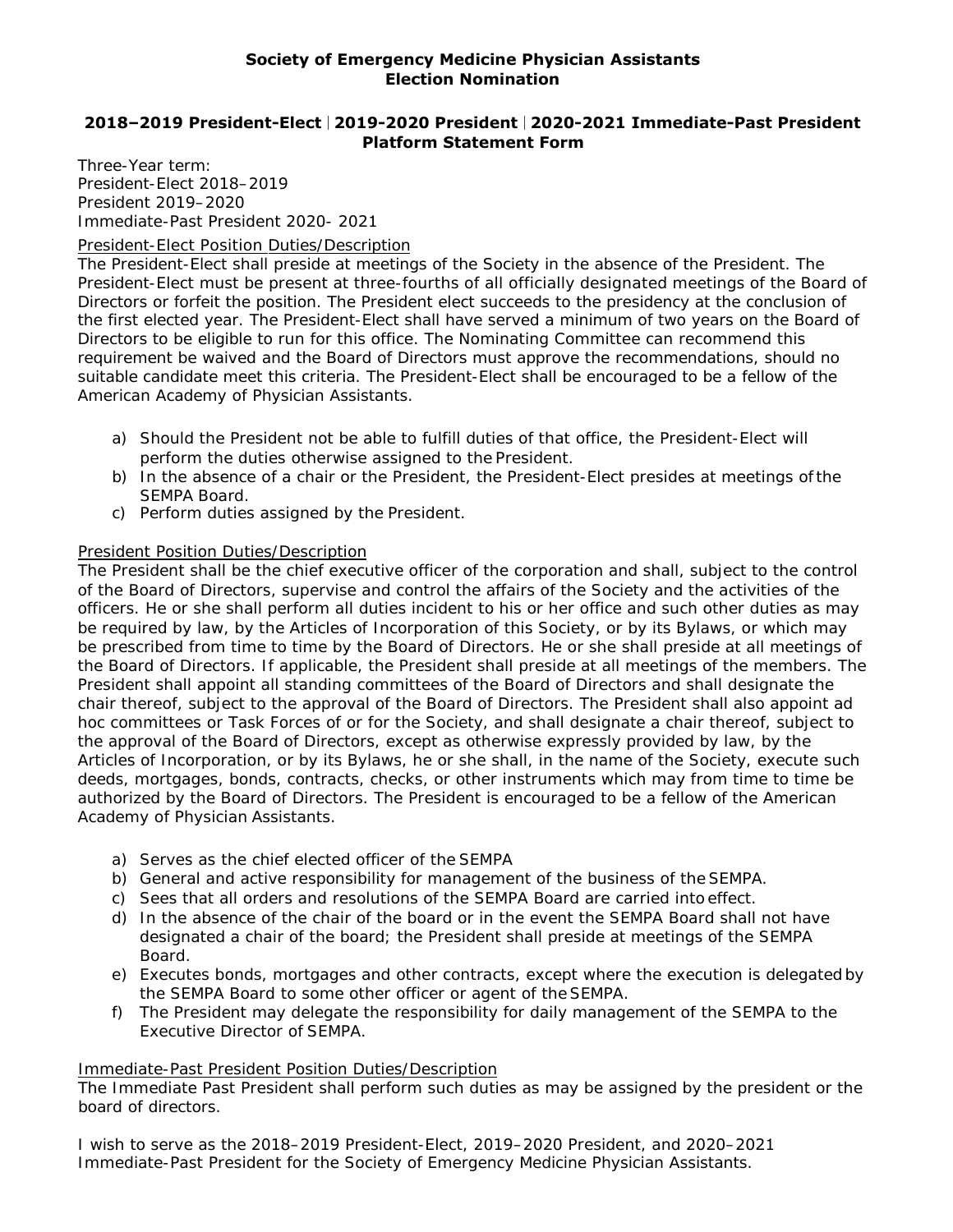**Society of Emergency Medicine Physician Assistants**
**Election Nomination**

## 2018–2019 President-Elect | 2019-2020 President | 2020-2021 Immediate-Past President Platform Statement Form

Three-Year term:
President-Elect 2018–2019
President 2019–2020
Immediate-Past President 2020- 2021

<u>President-Elect Position Duties/Description</u>

The President-Elect shall preside at meetings of the Society in the absence of the President. The President-Elect must be present at three-fourths of all officially designated meetings of the Board of Directors or forfeit the position. The President elect succeeds to the presidency at the conclusion of the first elected year. The President-Elect shall have served a minimum of two years on the Board of Directors to be eligible to run for this office. The Nominating Committee can recommend this requirement be waived and the Board of Directors must approve the recommendations, should no suitable candidate meet this criteria. The President-Elect shall be encouraged to be a fellow of the American Academy of Physician Assistants.

a) Should the President not be able to fulfill duties of that office, the President-Elect will perform the duties otherwise assigned to the President.
b) In the absence of a chair or the President, the President-Elect presides at meetings of the SEMPA Board.
c) Perform duties assigned by the President.

<u>President Position Duties/Description</u>

The President shall be the chief executive officer of the corporation and shall, subject to the control of the Board of Directors, supervise and control the affairs of the Society and the activities of the officers. He or she shall perform all duties incident to his or her office and such other duties as may be required by law, by the Articles of Incorporation of this Society, or by its Bylaws, or which may be prescribed from time to time by the Board of Directors. He or she shall preside at all meetings of the Board of Directors. If applicable, the President shall preside at all meetings of the members. The President shall appoint all standing committees of the Board of Directors and shall designate the chair thereof, subject to the approval of the Board of Directors. The President shall also appoint ad hoc committees or Task Forces of or for the Society, and shall designate a chair thereof, subject to the approval of the Board of Directors, except as otherwise expressly provided by law, by the Articles of Incorporation, or by its Bylaws, he or she shall, in the name of the Society, execute such deeds, mortgages, bonds, contracts, checks, or other instruments which may from time to time be authorized by the Board of Directors. The President is encouraged to be a fellow of the American Academy of Physician Assistants.

a) Serves as the chief elected officer of the SEMPA
b) General and active responsibility for management of the business of the SEMPA.
c) Sees that all orders and resolutions of the SEMPA Board are carried into effect.
d) In the absence of the chair of the board or in the event the SEMPA Board shall not have designated a chair of the board; the President shall preside at meetings of the SEMPA Board.
e) Executes bonds, mortgages and other contracts, except where the execution is delegated by the SEMPA Board to some other officer or agent of the SEMPA.
f) The President may delegate the responsibility for daily management of the SEMPA to the Executive Director of SEMPA.

<u>Immediate-Past President Position Duties/Description</u>

The Immediate Past President shall perform such duties as may be assigned by the president or the board of directors.

I wish to serve as the 2018–2019 President-Elect, 2019–2020 President, and 2020–2021 Immediate-Past President for the Society of Emergency Medicine Physician Assistants.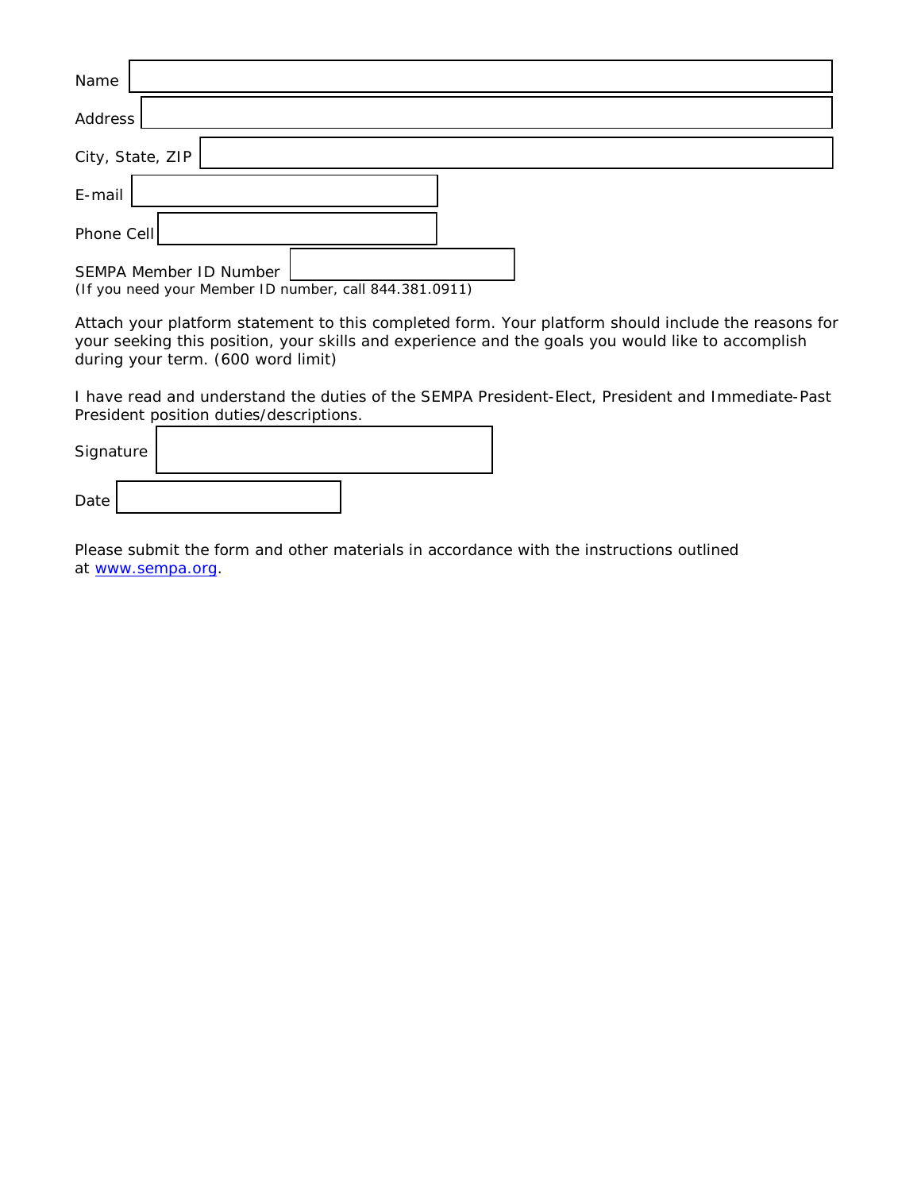Name

Address

City, State, ZIP

E-mail

Phone Cell

SEMPA Member ID Number
(If you need your Member ID number, call 844.381.0911)

Attach your platform statement to this completed form. Your platform should include the reasons for your seeking this position, your skills and experience and the goals you would like to accomplish during your term. (600 word limit)

I have read and understand the duties of the SEMPA President-Elect, President and Immediate-Past President position duties/descriptions.

Signature

Date

Please submit the form and other materials in accordance with the instructions outlined at [www.sempa.org](http://www.sempa.org).